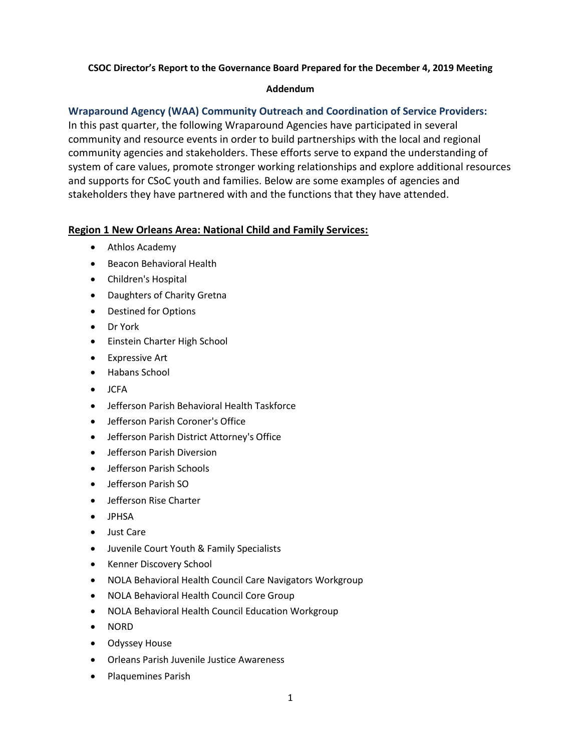**CSOC Director's Report to the Governance Board Prepared for the December 4, 2019 Meeting**

**Addendum**

## Wraparound Agency (WAA) Community Outreach and Coordination of Service Providers:

In this past quarter, the following Wraparound Agencies have participated in several community and resource events in order to build partnerships with the local and regional community agencies and stakeholders. These efforts serve to expand the understanding of system of care values, promote stronger working relationships and explore additional resources and supports for CSoC youth and families. Below are some examples of agencies and stakeholders they have partnered with and the functions that they have attended.

### Region 1 New Orleans Area: National Child and Family Services:

- Athlos Academy
- Beacon Behavioral Health
- Children's Hospital
- Daughters of Charity Gretna
- Destined for Options
- Dr York
- Einstein Charter High School
- Expressive Art
- Habans School
- JCFA
- Jefferson Parish Behavioral Health Taskforce
- Jefferson Parish Coroner's Office
- Jefferson Parish District Attorney's Office
- Jefferson Parish Diversion
- Jefferson Parish Schools
- Jefferson Parish SO
- Jefferson Rise Charter
- JPHSA
- Just Care
- Juvenile Court Youth & Family Specialists
- Kenner Discovery School
- NOLA Behavioral Health Council Care Navigators Workgroup
- NOLA Behavioral Health Council Core Group
- NOLA Behavioral Health Council Education Workgroup
- NORD
- Odyssey House
- Orleans Parish Juvenile Justice Awareness
- Plaquemines Parish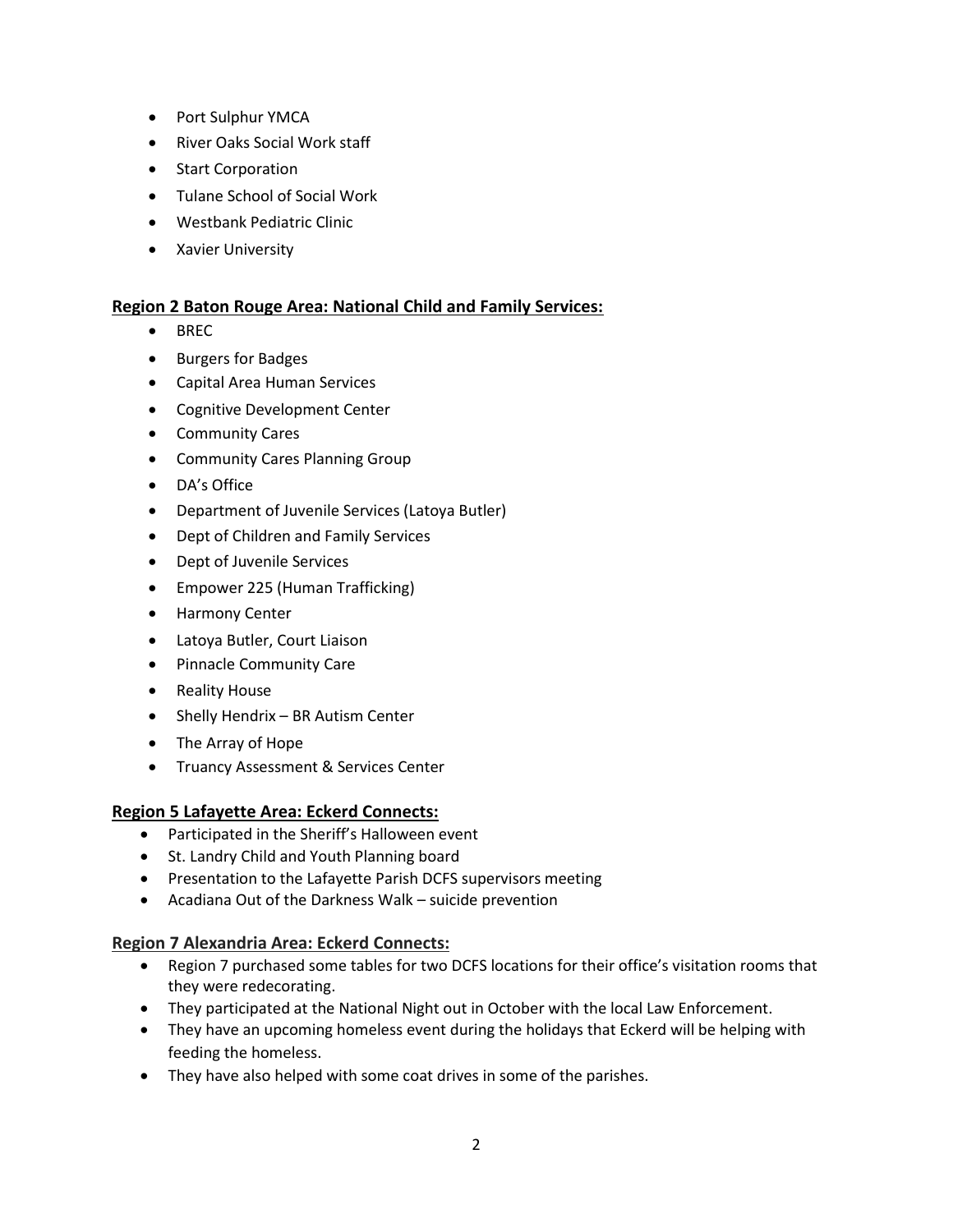- Port Sulphur YMCA
- River Oaks Social Work staff
- Start Corporation
- Tulane School of Social Work
- Westbank Pediatric Clinic
- Xavier University

**Region 2 Baton Rouge Area: National Child and Family Services:**

- BREC
- Burgers for Badges
- Capital Area Human Services
- Cognitive Development Center
- Community Cares
- Community Cares Planning Group
- DA's Office
- Department of Juvenile Services (Latoya Butler)
- Dept of Children and Family Services
- Dept of Juvenile Services
- Empower 225 (Human Trafficking)
- Harmony Center
- Latoya Butler, Court Liaison
- Pinnacle Community Care
- Reality House
- Shelly Hendrix – BR Autism Center
- The Array of Hope
- Truancy Assessment & Services Center

**Region 5 Lafayette Area: Eckerd Connects:**

- Participated in the Sheriff's Halloween event
- St. Landry Child and Youth Planning board
- Presentation to the Lafayette Parish DCFS supervisors meeting
- Acadiana Out of the Darkness Walk – suicide prevention

**Region 7 Alexandria Area: Eckerd Connects:**

- Region 7 purchased some tables for two DCFS locations for their office's visitation rooms that they were redecorating.
- They participated at the National Night out in October with the local Law Enforcement.
- They have an upcoming homeless event during the holidays that Eckerd will be helping with feeding the homeless.
- They have also helped with some coat drives in some of the parishes.